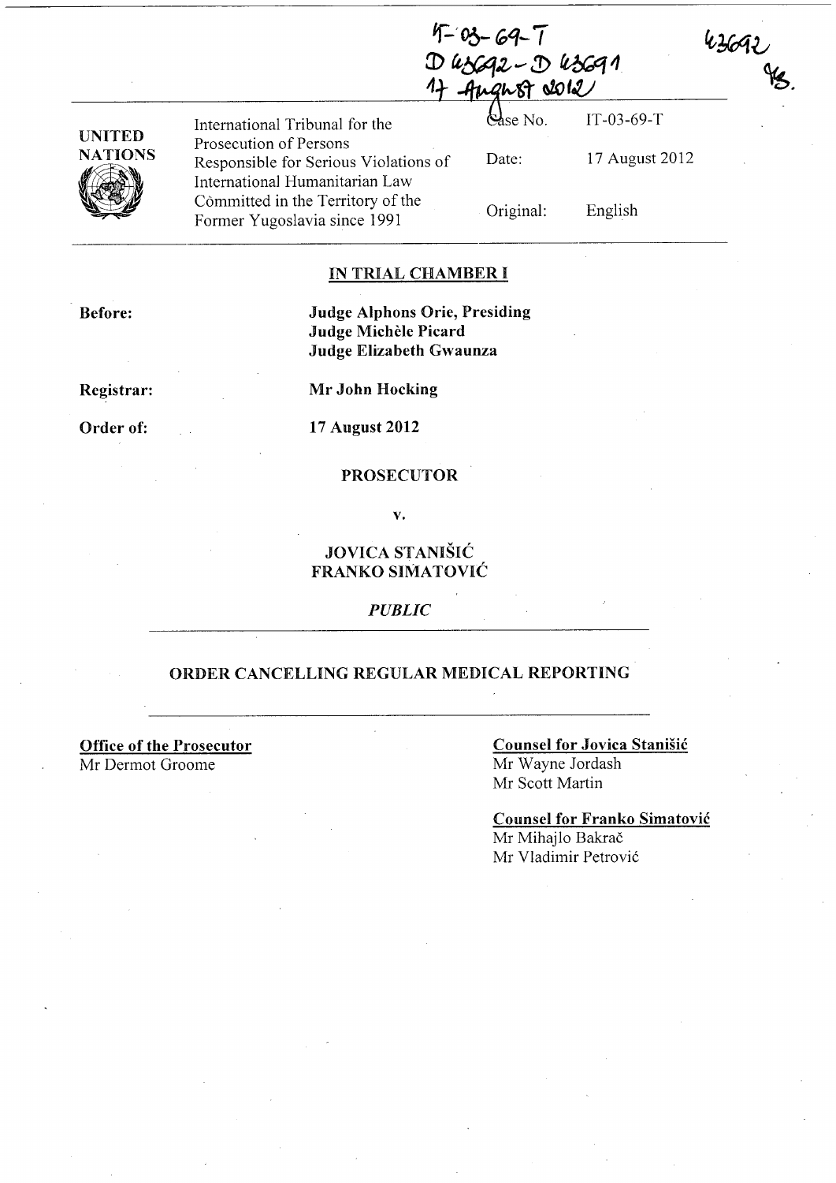IT-03-69-T
D 43692 - D 43691
17 August 2012

43692
MS.

UNITED NATIONS

International Tribunal for the Prosecution of Persons Responsible for Serious Violations of International Humanitarian Law Committed in the Territory of the Former Yugoslavia since 1991

Case No. IT-03-69-T

Date: 17 August 2012

Original: English

## IN TRIAL CHAMBER I

**Before:**

**Judge Alphons Orie, Presiding**
**Judge Michèle Picard**
**Judge Elizabeth Gwaunza**

**Registrar:** **Mr John Hocking**

**Order of:** **17 August 2012**

**PROSECUTOR**

**v.**

**JOVICA STANIŠIĆ**
**FRANKO SIMATOVIĆ**

*PUBLIC*

## ORDER CANCELLING REGULAR MEDICAL REPORTING

**Office of the Prosecutor**
Mr Dermot Groome

**Counsel for Jovica Stanišić**
Mr Wayne Jordash
Mr Scott Martin

**Counsel for Franko Simatović**
Mr Mihajlo Bakrač
Mr Vladimir Petrović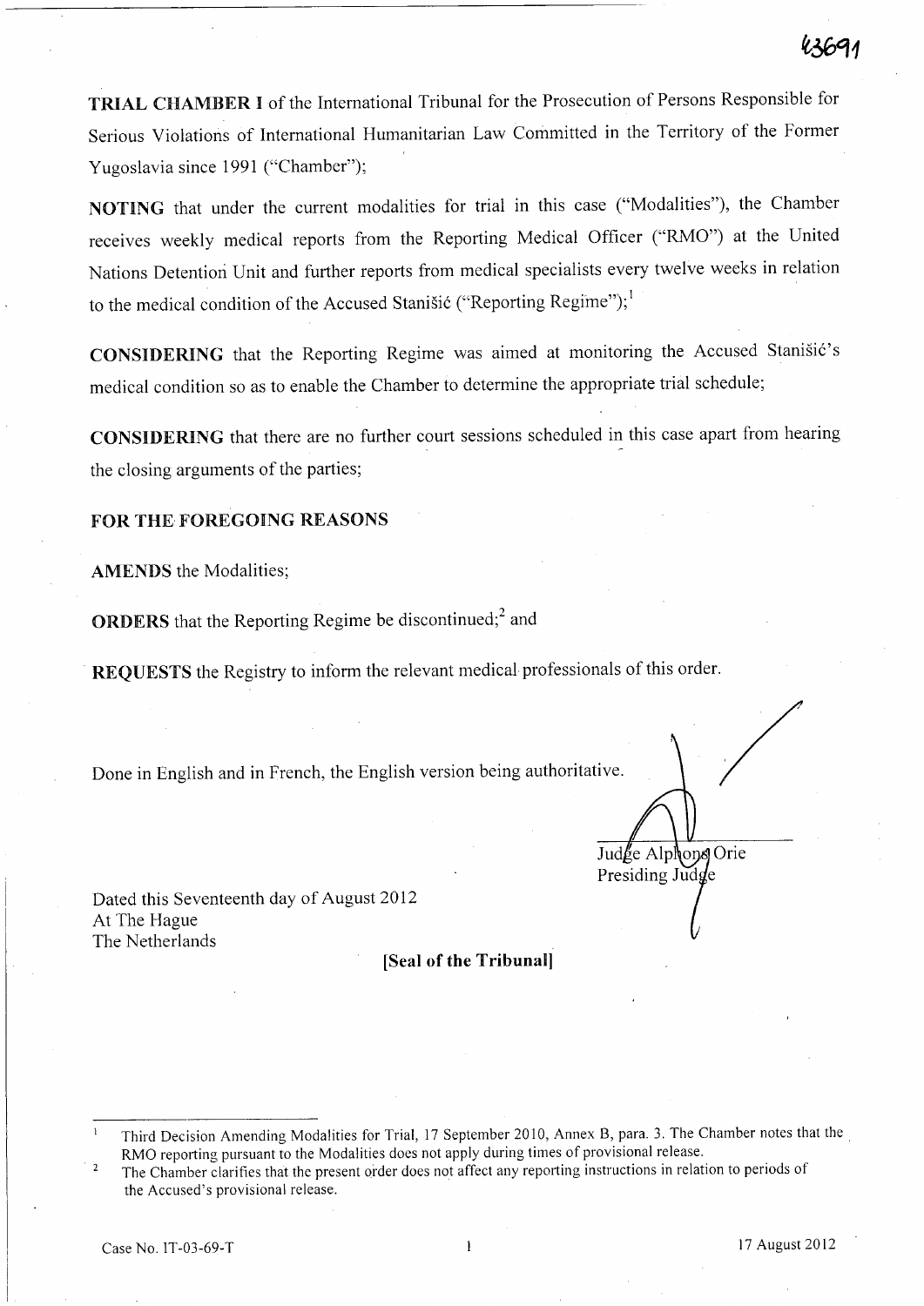**TRIAL CHAMBER I** of the International Tribunal for the Prosecution of Persons Responsible for Serious Violations of International Humanitarian Law Committed in the Territory of the Former Yugoslavia since 1991 ("Chamber");

**NOTING** that under the current modalities for trial in this case ("Modalities"), the Chamber receives weekly medical reports from the Reporting Medical Officer ("RMO") at the United Nations Detention Unit and further reports from medical specialists every twelve weeks in relation to the medical condition of the Accused Stanišić ("Reporting Regime");[1]

**CONSIDERING** that the Reporting Regime was aimed at monitoring the Accused Stanišić's medical condition so as to enable the Chamber to determine the appropriate trial schedule;

**CONSIDERING** that there are no further court sessions scheduled in this case apart from hearing the closing arguments of the parties;

**FOR THE FOREGOING REASONS**

**AMENDS** the Modalities;

**ORDERS** that the Reporting Regime be discontinued;[2] and

**REQUESTS** the Registry to inform the relevant medical professionals of this order.

Done in English and in French, the English version being authoritative.

Judge Alphons Orie
Presiding Judge

Dated this Seventeenth day of August 2012
At The Hague
The Netherlands

**[Seal of the Tribunal]**

---

[1] Third Decision Amending Modalities for Trial, 17 September 2010, Annex B, para. 3. The Chamber notes that the RMO reporting pursuant to the Modalities does not apply during times of provisional release.

[2] The Chamber clarifies that the present order does not affect any reporting instructions in relation to periods of the Accused's provisional release.